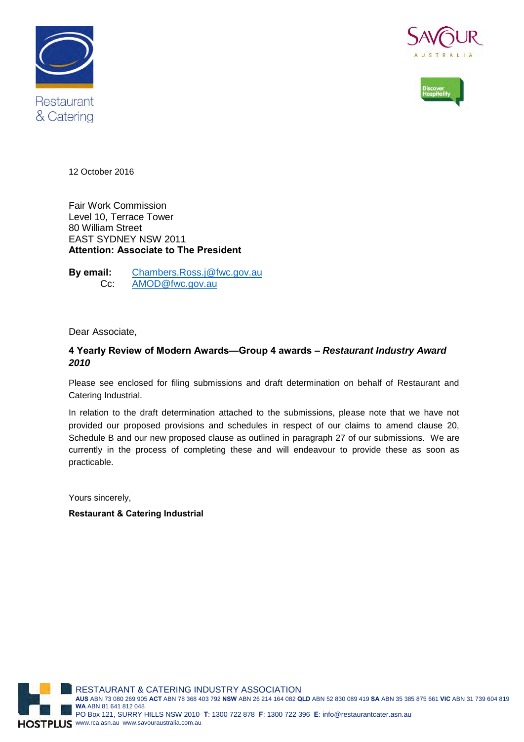Restaurant & Catering

12 October 2016

Fair Work Commission
Level 10, Terrace Tower
80 William Street
EAST SYDNEY NSW 2011
**Attention: Associate to The President**

**By email:** Chambers.Ross.j@fwc.gov.au
Cc: AMOD@fwc.gov.au

Dear Associate,

**4 Yearly Review of Modern Awards—Group 4 awards –** ***Restaurant Industry Award 2010***

Please see enclosed for filing submissions and draft determination on behalf of Restaurant and Catering Industrial.

In relation to the draft determination attached to the submissions, please note that we have not provided our proposed provisions and schedules in respect of our claims to amend clause 20, Schedule B and our new proposed clause as outlined in paragraph 27 of our submissions. We are currently in the process of completing these and will endeavour to provide these as soon as practicable.

Yours sincerely,

**Restaurant & Catering Industrial**

RESTAURANT & CATERING INDUSTRY ASSOCIATION
**AUS** ABN 73 080 269 905 **ACT** ABN 78 368 403 792 **NSW** ABN 26 214 164 082 **QLD** ABN 52 830 089 419 **SA** ABN 35 385 875 661 **VIC** ABN 31 739 604 819 **WA** ABN 81 641 812 048
PO Box 121, SURRY HILLS NSW 2010 **T**: 1300 722 878 **F**: 1300 722 396 **E**: info@restaurantcater.asn.au
www.rca.asn.au www.savouraustralia.com.au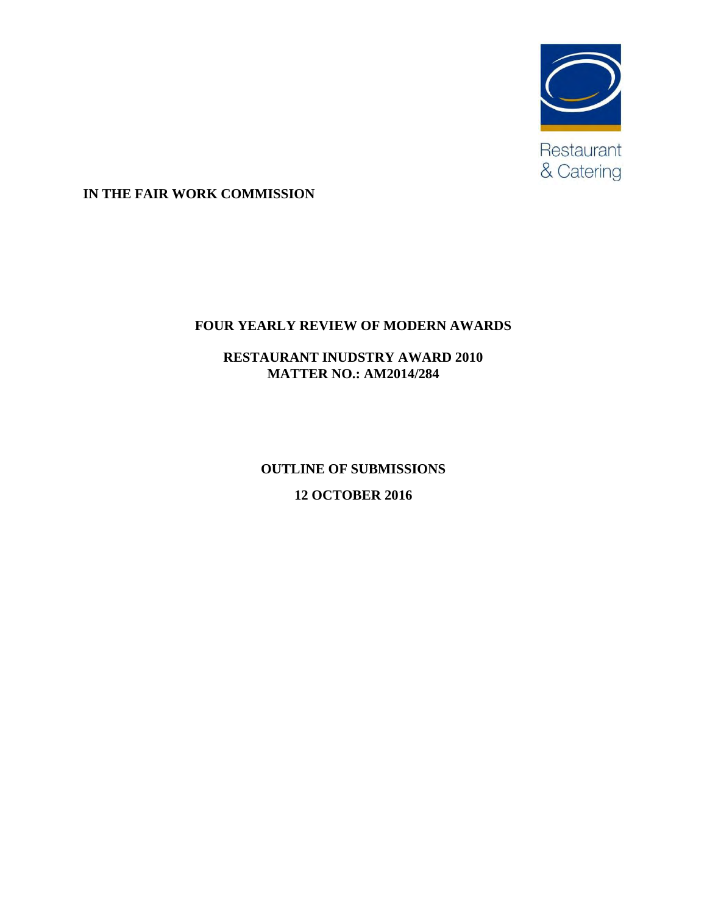Restaurant & Catering

**IN THE FAIR WORK COMMISSION**

**FOUR YEARLY REVIEW OF MODERN AWARDS**

**RESTAURANT INUDSTRY AWARD 2010**
**MATTER NO.: AM2014/284**

**OUTLINE OF SUBMISSIONS**

**12 OCTOBER 2016**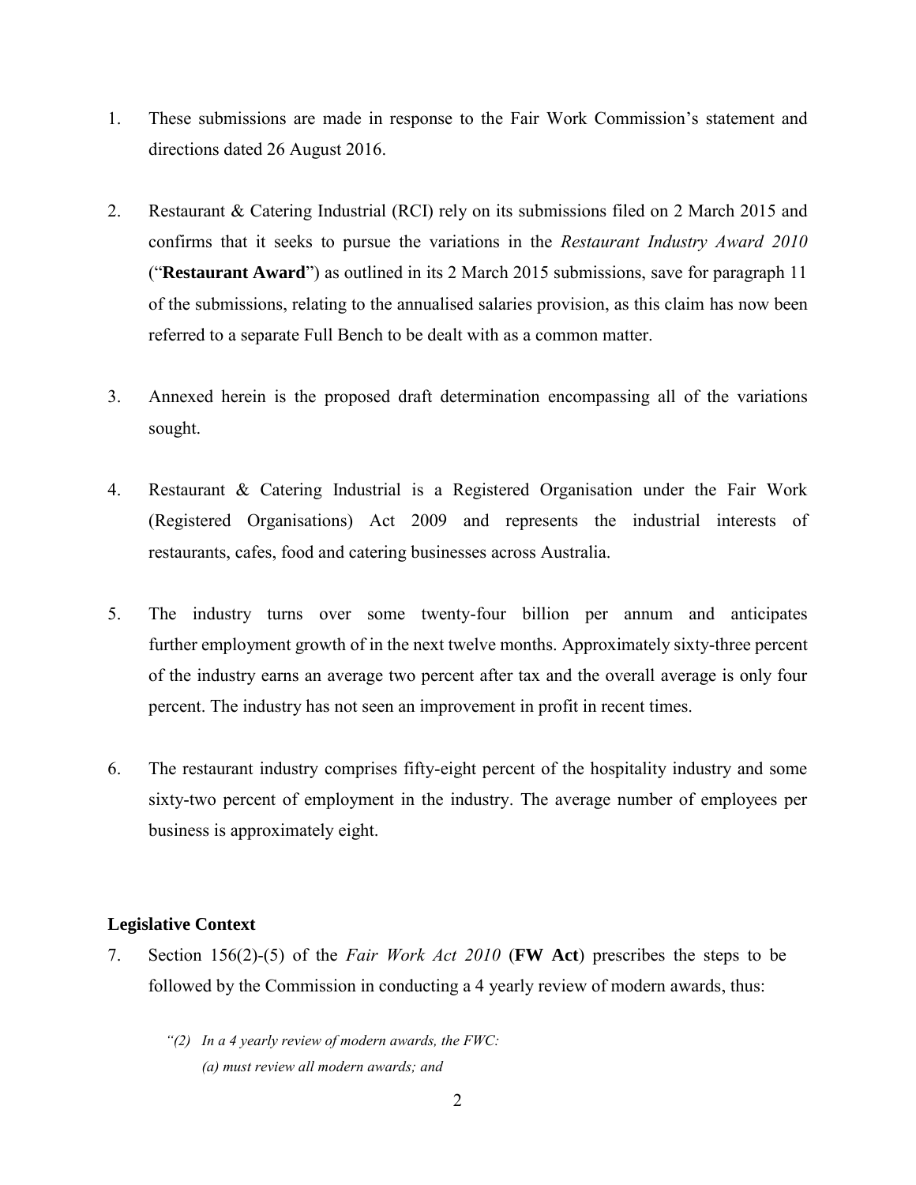1. These submissions are made in response to the Fair Work Commission's statement and directions dated 26 August 2016.

2. Restaurant & Catering Industrial (RCI) rely on its submissions filed on 2 March 2015 and confirms that it seeks to pursue the variations in the *Restaurant Industry Award 2010* ("**Restaurant Award**") as outlined in its 2 March 2015 submissions, save for paragraph 11 of the submissions, relating to the annualised salaries provision, as this claim has now been referred to a separate Full Bench to be dealt with as a common matter.

3. Annexed herein is the proposed draft determination encompassing all of the variations sought.

4. Restaurant & Catering Industrial is a Registered Organisation under the Fair Work (Registered Organisations) Act 2009 and represents the industrial interests of restaurants, cafes, food and catering businesses across Australia.

5. The industry turns over some twenty-four billion per annum and anticipates further employment growth of in the next twelve months. Approximately sixty-three percent of the industry earns an average two percent after tax and the overall average is only four percent. The industry has not seen an improvement in profit in recent times.

6. The restaurant industry comprises fifty-eight percent of the hospitality industry and some sixty-two percent of employment in the industry. The average number of employees per business is approximately eight.

### Legislative Context

7. Section 156(2)-(5) of the *Fair Work Act 2010* (**FW Act**) prescribes the steps to be followed by the Commission in conducting a 4 yearly review of modern awards, thus:

   *"(2) In a 4 yearly review of modern awards, the FWC:*
   
   *(a) must review all modern awards; and*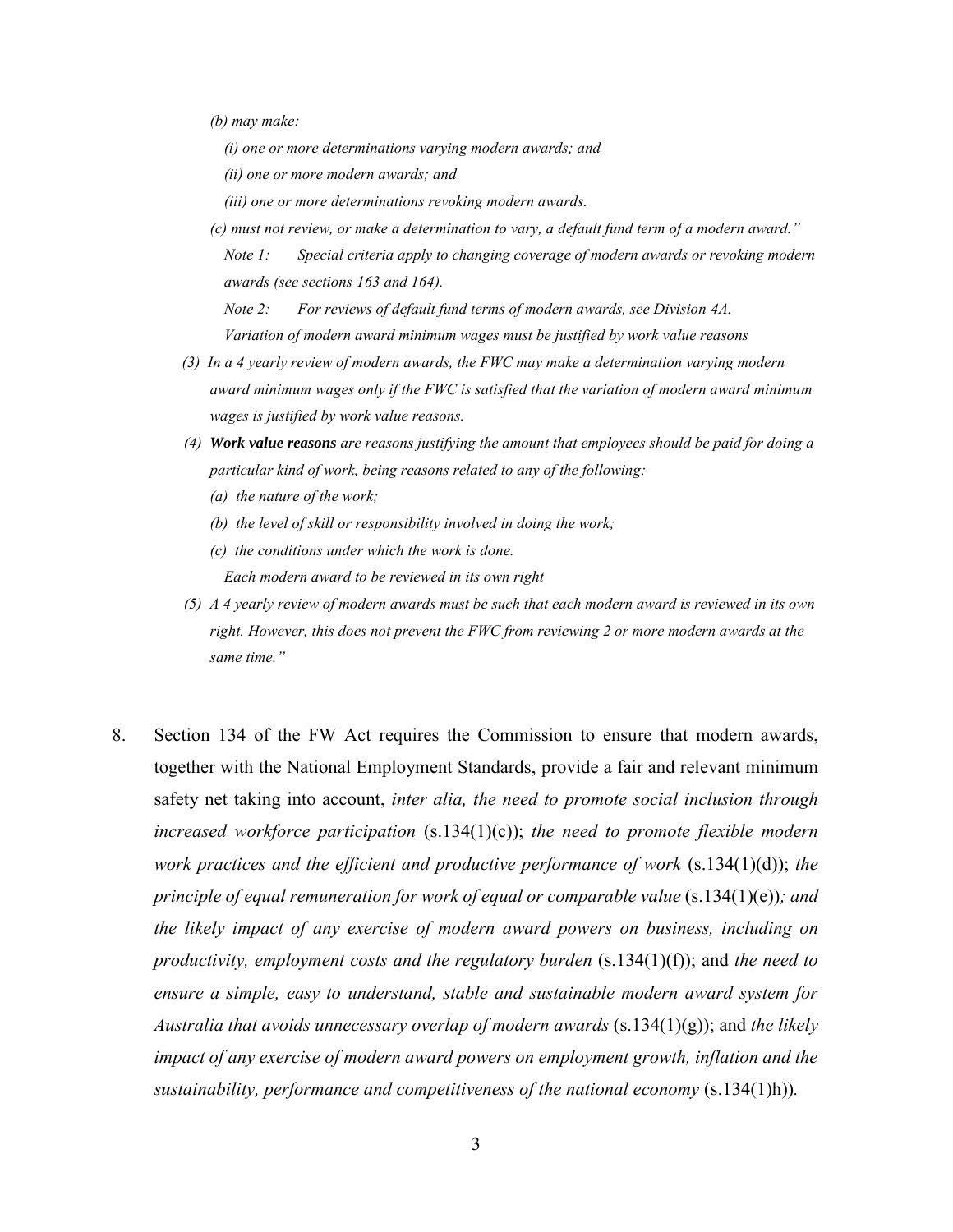*(b) may make:*

*(i) one or more determinations varying modern awards; and*

*(ii) one or more modern awards; and*

*(iii) one or more determinations revoking modern awards.*

*(c) must not review, or make a determination to vary, a default fund term of a modern award."*

*Note 1: Special criteria apply to changing coverage of modern awards or revoking modern awards (see sections 163 and 164).*

*Note 2: For reviews of default fund terms of modern awards, see Division 4A.*

*Variation of modern award minimum wages must be justified by work value reasons*

*(3) In a 4 yearly review of modern awards, the FWC may make a determination varying modern award minimum wages only if the FWC is satisfied that the variation of modern award minimum wages is justified by work value reasons.*

*(4)* ***Work value reasons*** *are reasons justifying the amount that employees should be paid for doing a particular kind of work, being reasons related to any of the following:*

*(a) the nature of the work;*

*(b) the level of skill or responsibility involved in doing the work;*

*(c) the conditions under which the work is done.*

*Each modern award to be reviewed in its own right*

*(5) A 4 yearly review of modern awards must be such that each modern award is reviewed in its own right. However, this does not prevent the FWC from reviewing 2 or more modern awards at the same time."*

8. Section 134 of the FW Act requires the Commission to ensure that modern awards, together with the National Employment Standards, provide a fair and relevant minimum safety net taking into account, *inter alia, the need to promote social inclusion through increased workforce participation* (s.134(1)(c)); *the need to promote flexible modern work practices and the efficient and productive performance of work* (s.134(1)(d)); *the principle of equal remuneration for work of equal or comparable value* (s.134(1)(e))*; and the likely impact of any exercise of modern award powers on business, including on productivity, employment costs and the regulatory burden* (s.134(1)(f)); and *the need to ensure a simple, easy to understand, stable and sustainable modern award system for Australia that avoids unnecessary overlap of modern awards* (s.134(1)(g)); and *the likely impact of any exercise of modern award powers on employment growth, inflation and the sustainability, performance and competitiveness of the national economy* (s.134(1)h)).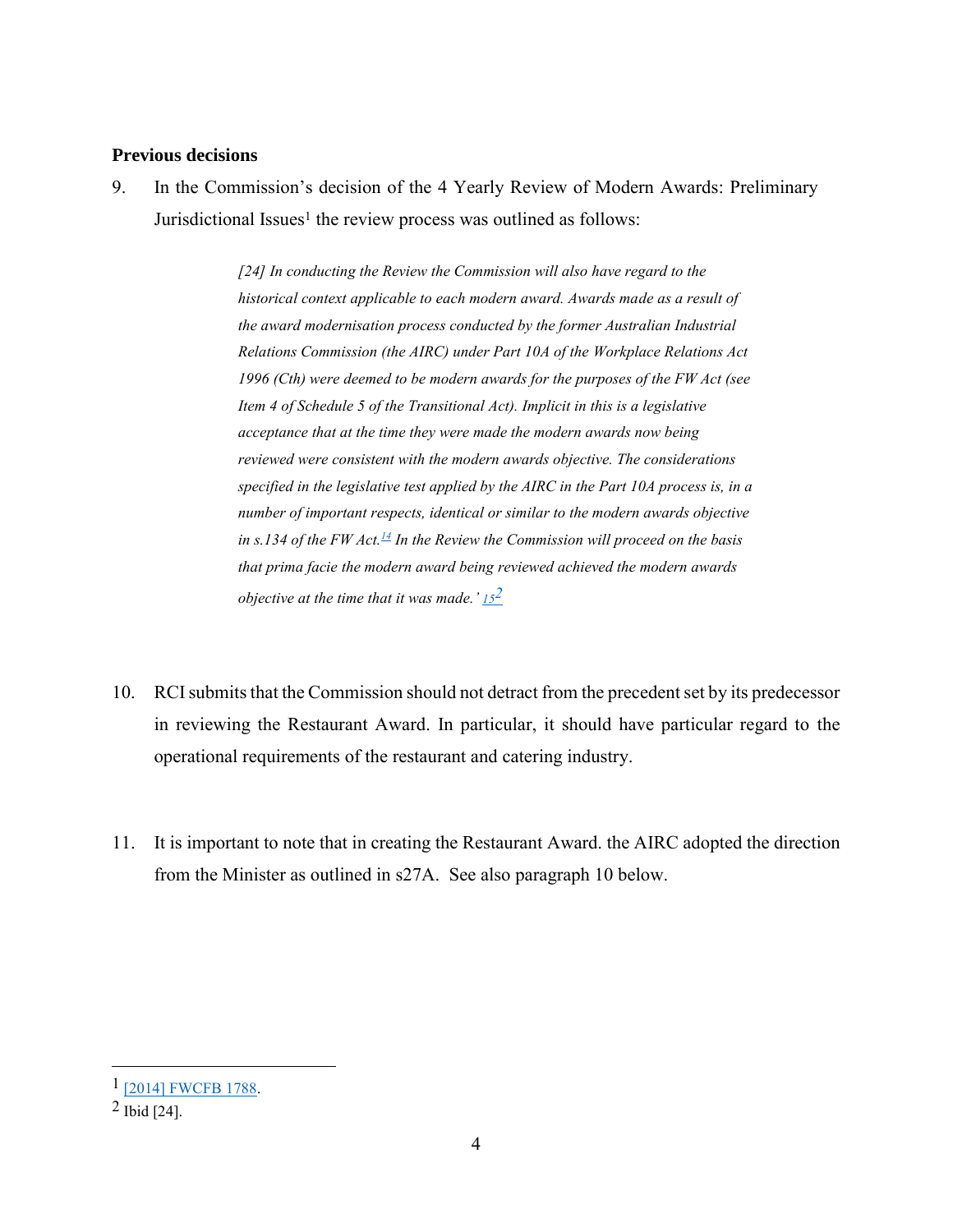**Previous decisions**

9. In the Commission's decision of the 4 Yearly Review of Modern Awards: Preliminary Jurisdictional Issues[1] the review process was outlined as follows:

> *[24] In conducting the Review the Commission will also have regard to the historical context applicable to each modern award. Awards made as a result of the award modernisation process conducted by the former Australian Industrial Relations Commission (the AIRC) under Part 10A of the Workplace Relations Act 1996 (Cth) were deemed to be modern awards for the purposes of the FW Act (see Item 4 of Schedule 5 of the Transitional Act). Implicit in this is a legislative acceptance that at the time they were made the modern awards now being reviewed were consistent with the modern awards objective. The considerations specified in the legislative test applied by the AIRC in the Part 10A process is, in a number of important respects, identical or similar to the modern awards objective in s.134 of the FW Act.[14] In the Review the Commission will proceed on the basis that prima facie the modern award being reviewed achieved the modern awards objective at the time that it was made.' [15][2]*

10. RCI submits that the Commission should not detract from the precedent set by its predecessor in reviewing the Restaurant Award. In particular, it should have particular regard to the operational requirements of the restaurant and catering industry.

11. It is important to note that in creating the Restaurant Award. the AIRC adopted the direction from the Minister as outlined in s27A. See also paragraph 10 below.

---

[1] [2014] FWCFB 1788.

[2] Ibid [24].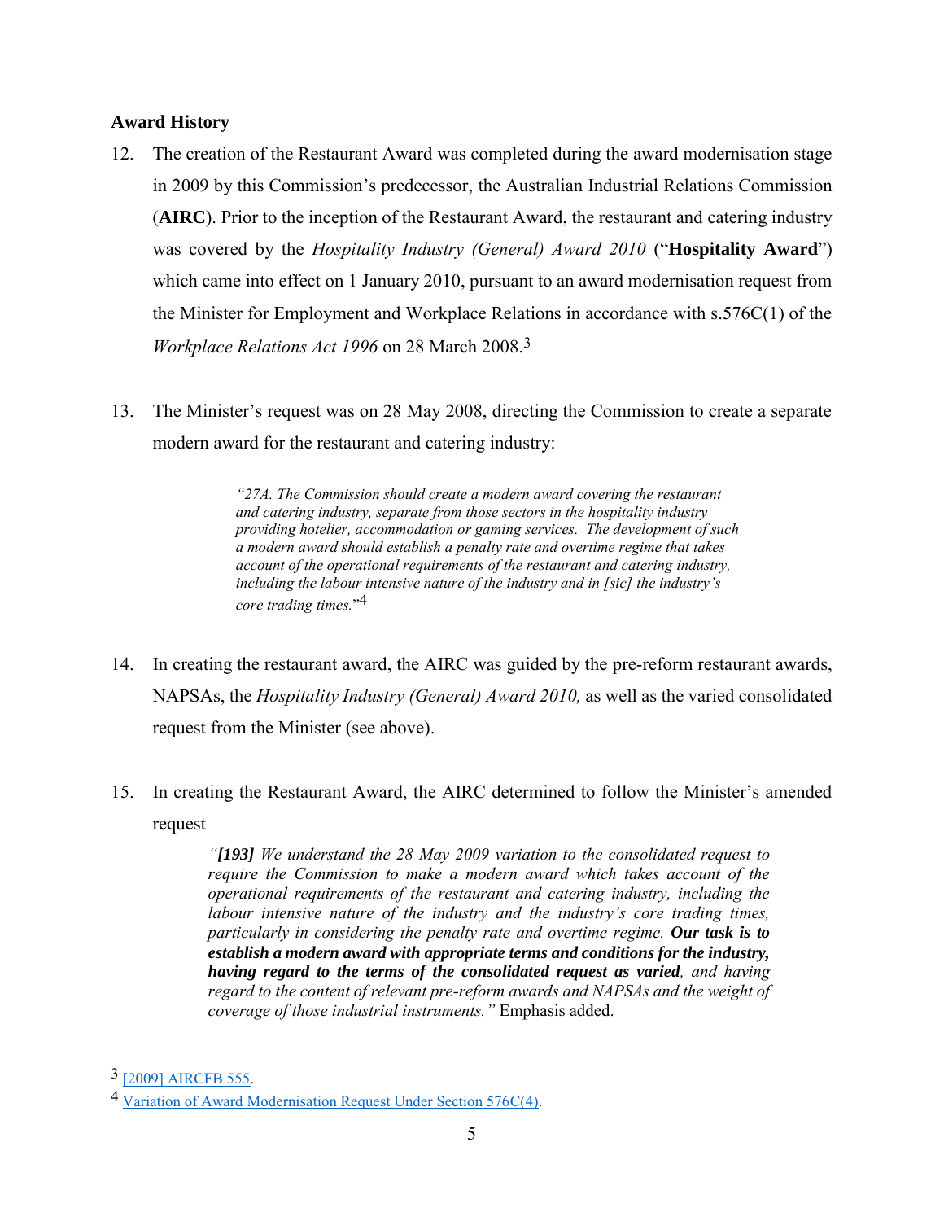### Award History

12. The creation of the Restaurant Award was completed during the award modernisation stage in 2009 by this Commission's predecessor, the Australian Industrial Relations Commission (**AIRC**). Prior to the inception of the Restaurant Award, the restaurant and catering industry was covered by the *Hospitality Industry (General) Award 2010* ("**Hospitality Award**") which came into effect on 1 January 2010, pursuant to an award modernisation request from the Minister for Employment and Workplace Relations in accordance with s.576C(1) of the *Workplace Relations Act 1996* on 28 March 2008.[3]

13. The Minister's request was on 28 May 2008, directing the Commission to create a separate modern award for the restaurant and catering industry:

> *"27A. The Commission should create a modern award covering the restaurant and catering industry, separate from those sectors in the hospitality industry providing hotelier, accommodation or gaming services. The development of such a modern award should establish a penalty rate and overtime regime that takes account of the operational requirements of the restaurant and catering industry, including the labour intensive nature of the industry and in [sic] the industry's core trading times.*"[4]

14. In creating the restaurant award, the AIRC was guided by the pre-reform restaurant awards, NAPSAs, the *Hospitality Industry (General) Award 2010,* as well as the varied consolidated request from the Minister (see above).

15. In creating the Restaurant Award, the AIRC determined to follow the Minister's amended request

> *"**[193]** We understand the 28 May 2009 variation to the consolidated request to require the Commission to make a modern award which takes account of the operational requirements of the restaurant and catering industry, including the labour intensive nature of the industry and the industry's core trading times, particularly in considering the penalty rate and overtime regime. **Our task is to establish a modern award with appropriate terms and conditions for the industry, having regard to the terms of the consolidated request as varied**, and having regard to the content of relevant pre-reform awards and NAPSAs and the weight of coverage of those industrial instruments."* Emphasis added.

---

[3] [2009] AIRCFB 555.

[4] Variation of Award Modernisation Request Under Section 576C(4).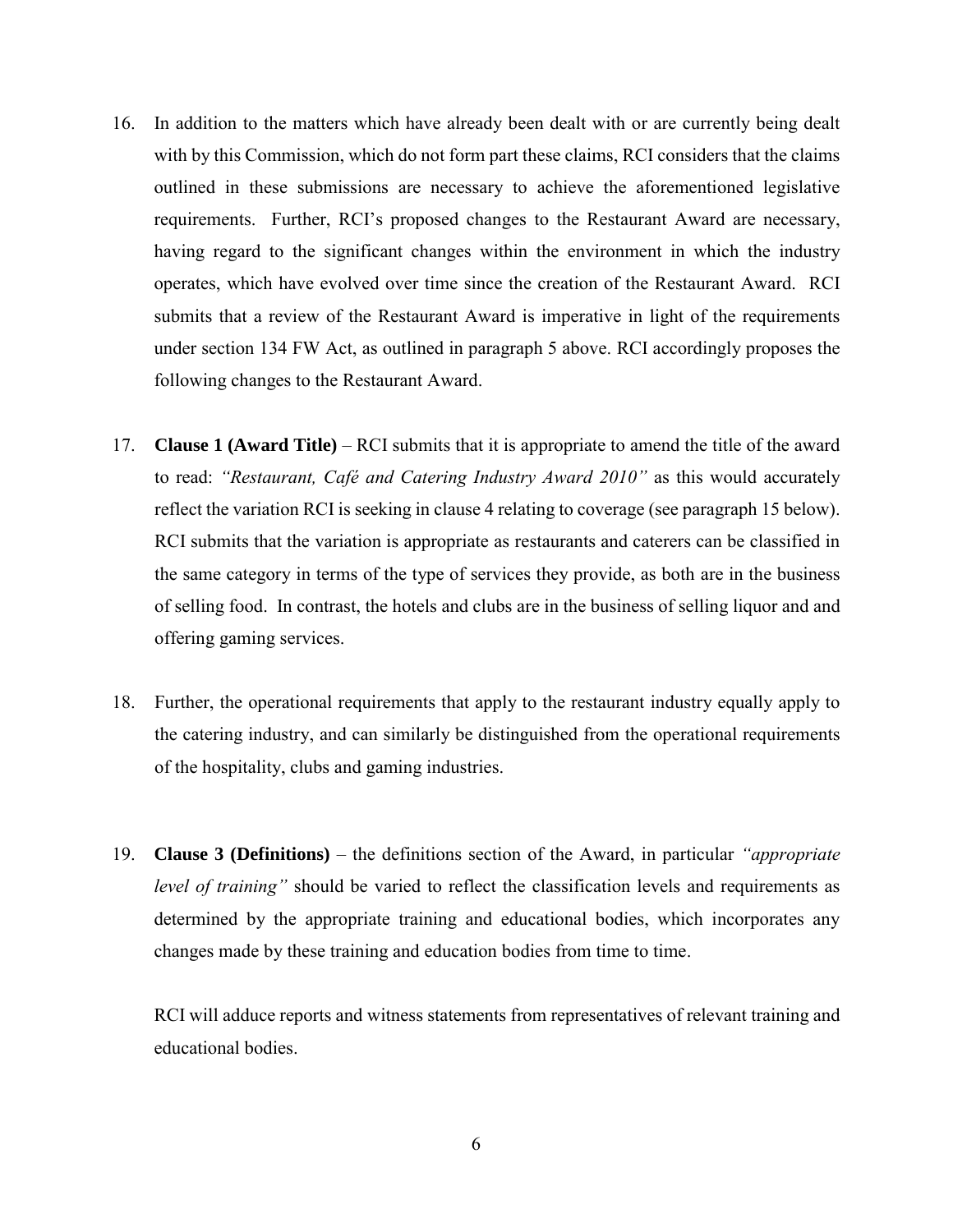16. In addition to the matters which have already been dealt with or are currently being dealt with by this Commission, which do not form part these claims, RCI considers that the claims outlined in these submissions are necessary to achieve the aforementioned legislative requirements. Further, RCI's proposed changes to the Restaurant Award are necessary, having regard to the significant changes within the environment in which the industry operates, which have evolved over time since the creation of the Restaurant Award. RCI submits that a review of the Restaurant Award is imperative in light of the requirements under section 134 FW Act, as outlined in paragraph 5 above. RCI accordingly proposes the following changes to the Restaurant Award.

17. **Clause 1 (Award Title)** – RCI submits that it is appropriate to amend the title of the award to read: *"Restaurant, Café and Catering Industry Award 2010"* as this would accurately reflect the variation RCI is seeking in clause 4 relating to coverage (see paragraph 15 below). RCI submits that the variation is appropriate as restaurants and caterers can be classified in the same category in terms of the type of services they provide, as both are in the business of selling food. In contrast, the hotels and clubs are in the business of selling liquor and and offering gaming services.

18. Further, the operational requirements that apply to the restaurant industry equally apply to the catering industry, and can similarly be distinguished from the operational requirements of the hospitality, clubs and gaming industries.

19. **Clause 3 (Definitions)** – the definitions section of the Award, in particular *"appropriate level of training"* should be varied to reflect the classification levels and requirements as determined by the appropriate training and educational bodies, which incorporates any changes made by these training and education bodies from time to time.

    RCI will adduce reports and witness statements from representatives of relevant training and educational bodies.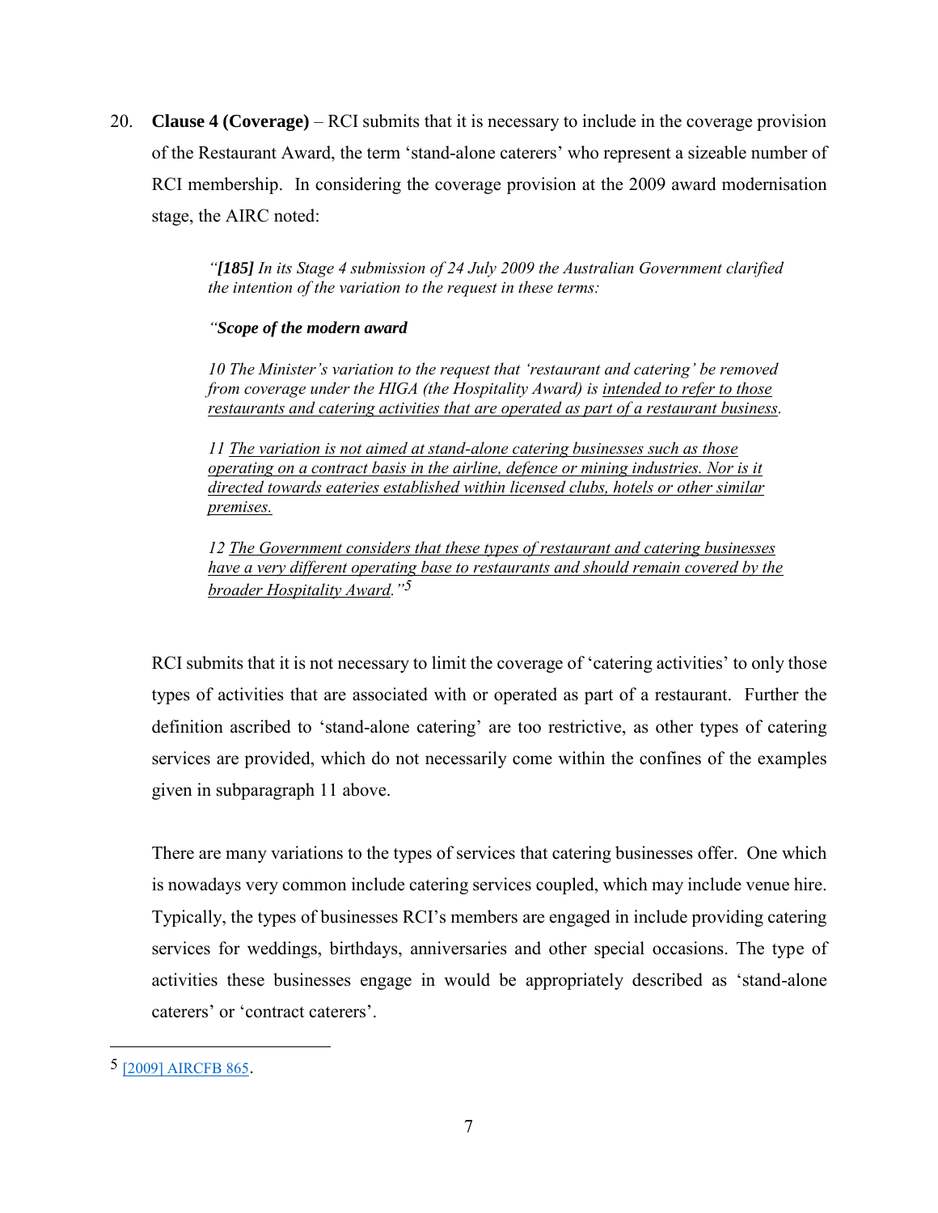20. **Clause 4 (Coverage)** – RCI submits that it is necessary to include in the coverage provision of the Restaurant Award, the term 'stand-alone caterers' who represent a sizeable number of RCI membership. In considering the coverage provision at the 2009 award modernisation stage, the AIRC noted:

> *"**[185]** In its Stage 4 submission of 24 July 2009 the Australian Government clarified the intention of the variation to the request in these terms:*
>
> *"**Scope of the modern award***
>
> *10 The Minister's variation to the request that 'restaurant and catering' be removed from coverage under the HIGA (the Hospitality Award) is intended to refer to those restaurants and catering activities that are operated as part of a restaurant business.*
>
> *11 The variation is not aimed at stand-alone catering businesses such as those operating on a contract basis in the airline, defence or mining industries. Nor is it directed towards eateries established within licensed clubs, hotels or other similar premises.*
>
> *12 The Government considers that these types of restaurant and catering businesses have a very different operating base to restaurants and should remain covered by the broader Hospitality Award."*[5]

RCI submits that it is not necessary to limit the coverage of 'catering activities' to only those types of activities that are associated with or operated as part of a restaurant. Further the definition ascribed to 'stand-alone catering' are too restrictive, as other types of catering services are provided, which do not necessarily come within the confines of the examples given in subparagraph 11 above.

There are many variations to the types of services that catering businesses offer. One which is nowadays very common include catering services coupled, which may include venue hire. Typically, the types of businesses RCI's members are engaged in include providing catering services for weddings, birthdays, anniversaries and other special occasions. The type of activities these businesses engage in would be appropriately described as 'stand-alone caterers' or 'contract caterers'.

---

5 [2009] AIRCFB 865.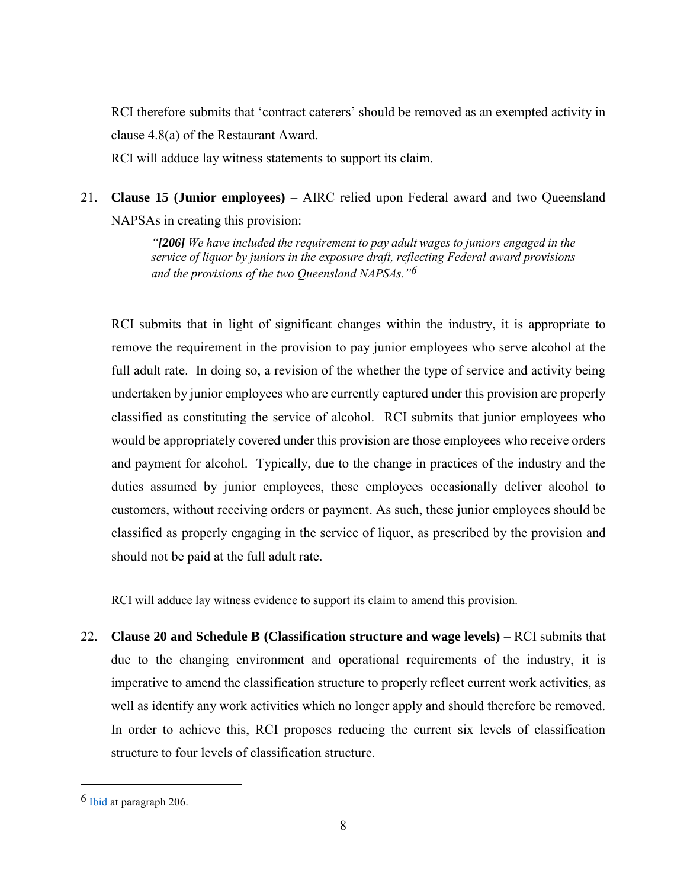RCI therefore submits that 'contract caterers' should be removed as an exempted activity in clause 4.8(a) of the Restaurant Award.

RCI will adduce lay witness statements to support its claim.

21. **Clause 15 (Junior employees)** – AIRC relied upon Federal award and two Queensland NAPSAs in creating this provision:

> *"**[206]** We have included the requirement to pay adult wages to juniors engaged in the service of liquor by juniors in the exposure draft, reflecting Federal award provisions and the provisions of the two Queensland NAPSAs."*[6]

RCI submits that in light of significant changes within the industry, it is appropriate to remove the requirement in the provision to pay junior employees who serve alcohol at the full adult rate. In doing so, a revision of the whether the type of service and activity being undertaken by junior employees who are currently captured under this provision are properly classified as constituting the service of alcohol. RCI submits that junior employees who would be appropriately covered under this provision are those employees who receive orders and payment for alcohol. Typically, due to the change in practices of the industry and the duties assumed by junior employees, these employees occasionally deliver alcohol to customers, without receiving orders or payment. As such, these junior employees should be classified as properly engaging in the service of liquor, as prescribed by the provision and should not be paid at the full adult rate.

RCI will adduce lay witness evidence to support its claim to amend this provision.

22. **Clause 20 and Schedule B (Classification structure and wage levels)** – RCI submits that due to the changing environment and operational requirements of the industry, it is imperative to amend the classification structure to properly reflect current work activities, as well as identify any work activities which no longer apply and should therefore be removed. In order to achieve this, RCI proposes reducing the current six levels of classification structure to four levels of classification structure.

---

[6] Ibid at paragraph 206.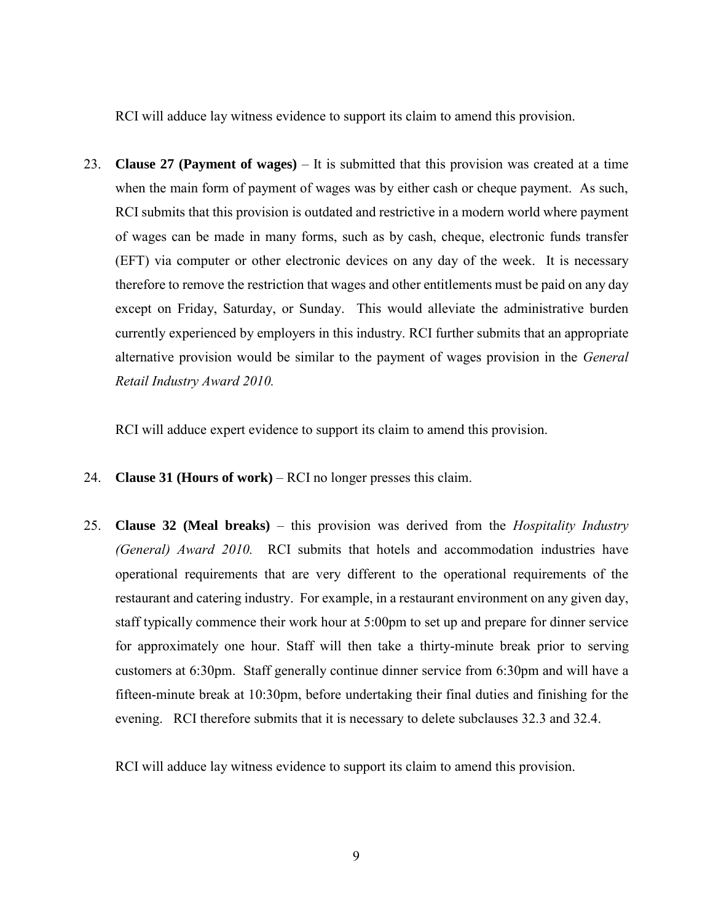RCI will adduce lay witness evidence to support its claim to amend this provision.

23. **Clause 27 (Payment of wages)** – It is submitted that this provision was created at a time when the main form of payment of wages was by either cash or cheque payment. As such, RCI submits that this provision is outdated and restrictive in a modern world where payment of wages can be made in many forms, such as by cash, cheque, electronic funds transfer (EFT) via computer or other electronic devices on any day of the week. It is necessary therefore to remove the restriction that wages and other entitlements must be paid on any day except on Friday, Saturday, or Sunday. This would alleviate the administrative burden currently experienced by employers in this industry. RCI further submits that an appropriate alternative provision would be similar to the payment of wages provision in the *General Retail Industry Award 2010.*

    RCI will adduce expert evidence to support its claim to amend this provision.

24. **Clause 31 (Hours of work)** – RCI no longer presses this claim.

25. **Clause 32 (Meal breaks)** – this provision was derived from the *Hospitality Industry (General) Award 2010.* RCI submits that hotels and accommodation industries have operational requirements that are very different to the operational requirements of the restaurant and catering industry. For example, in a restaurant environment on any given day, staff typically commence their work hour at 5:00pm to set up and prepare for dinner service for approximately one hour. Staff will then take a thirty-minute break prior to serving customers at 6:30pm. Staff generally continue dinner service from 6:30pm and will have a fifteen-minute break at 10:30pm, before undertaking their final duties and finishing for the evening. RCI therefore submits that it is necessary to delete subclauses 32.3 and 32.4.

    RCI will adduce lay witness evidence to support its claim to amend this provision.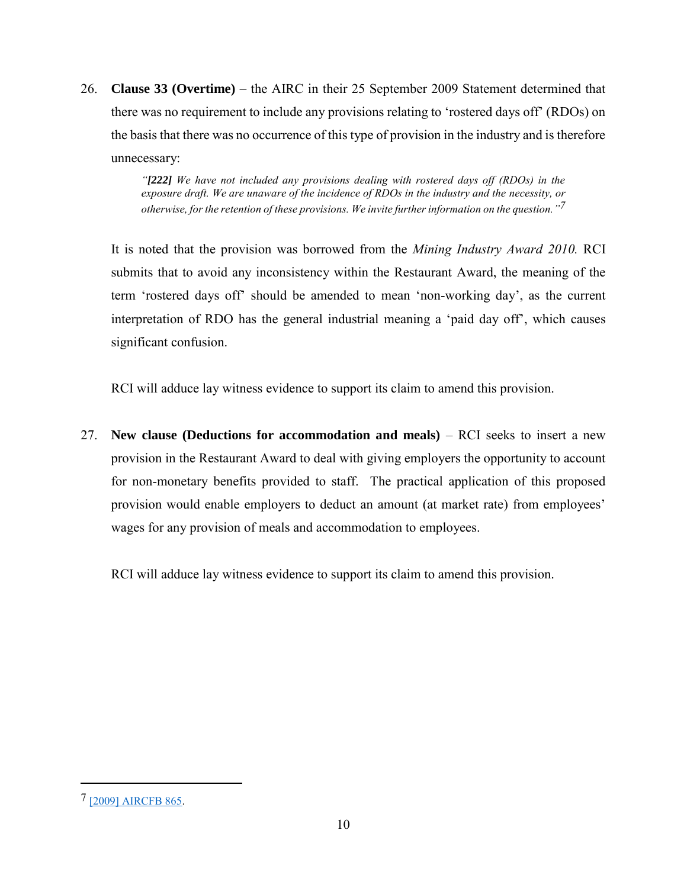26. **Clause 33 (Overtime)** – the AIRC in their 25 September 2009 Statement determined that there was no requirement to include any provisions relating to 'rostered days off' (RDOs) on the basis that there was no occurrence of this type of provision in the industry and is therefore unnecessary:

> *"**[222]** We have not included any provisions dealing with rostered days off (RDOs) in the exposure draft. We are unaware of the incidence of RDOs in the industry and the necessity, or otherwise, for the retention of these provisions. We invite further information on the question."*[7]

It is noted that the provision was borrowed from the *Mining Industry Award 2010.* RCI submits that to avoid any inconsistency within the Restaurant Award, the meaning of the term 'rostered days off' should be amended to mean 'non-working day', as the current interpretation of RDO has the general industrial meaning a 'paid day off', which causes significant confusion.

RCI will adduce lay witness evidence to support its claim to amend this provision.

27. **New clause (Deductions for accommodation and meals)** – RCI seeks to insert a new provision in the Restaurant Award to deal with giving employers the opportunity to account for non-monetary benefits provided to staff. The practical application of this proposed provision would enable employers to deduct an amount (at market rate) from employees' wages for any provision of meals and accommodation to employees.

RCI will adduce lay witness evidence to support its claim to amend this provision.

---

[7] [2009] AIRCFB 865.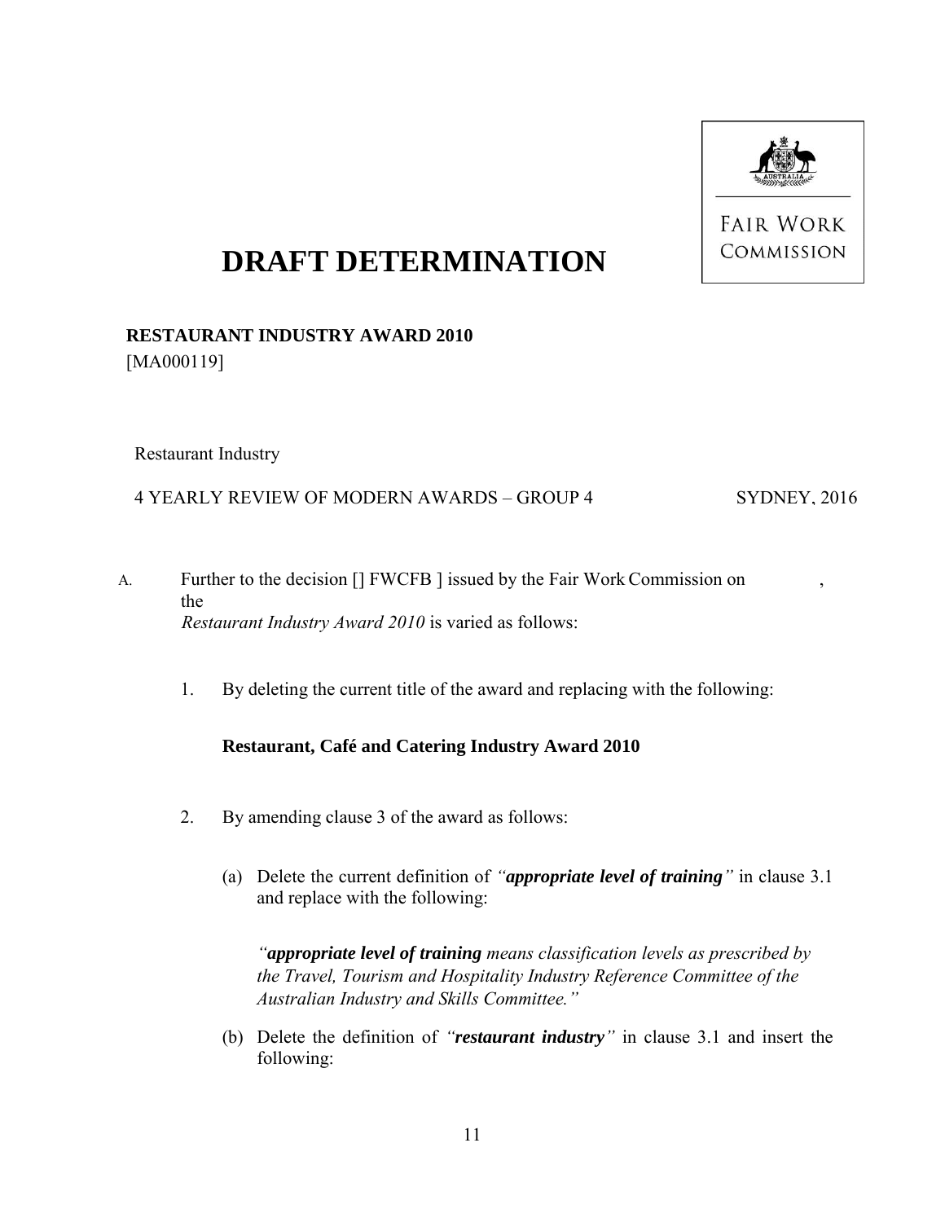FAIR WORK COMMISSION

# DRAFT DETERMINATION

**RESTAURANT INDUSTRY AWARD 2010**
[MA000119]

Restaurant Industry

4 YEARLY REVIEW OF MODERN AWARDS – GROUP 4 SYDNEY, 2016

A. Further to the decision [] FWCFB ] issued by the Fair Work Commission on , the *Restaurant Industry Award 2010* is varied as follows:

1. By deleting the current title of the award and replacing with the following:

   **Restaurant, Café and Catering Industry Award 2010**

2. By amending clause 3 of the award as follows:

   (a) Delete the current definition of *"**appropriate level of training**"* in clause 3.1 and replace with the following:

   *"**appropriate level of training** means classification levels as prescribed by the Travel, Tourism and Hospitality Industry Reference Committee of the Australian Industry and Skills Committee."*

   (b) Delete the definition of *"**restaurant industry**"* in clause 3.1 and insert the following: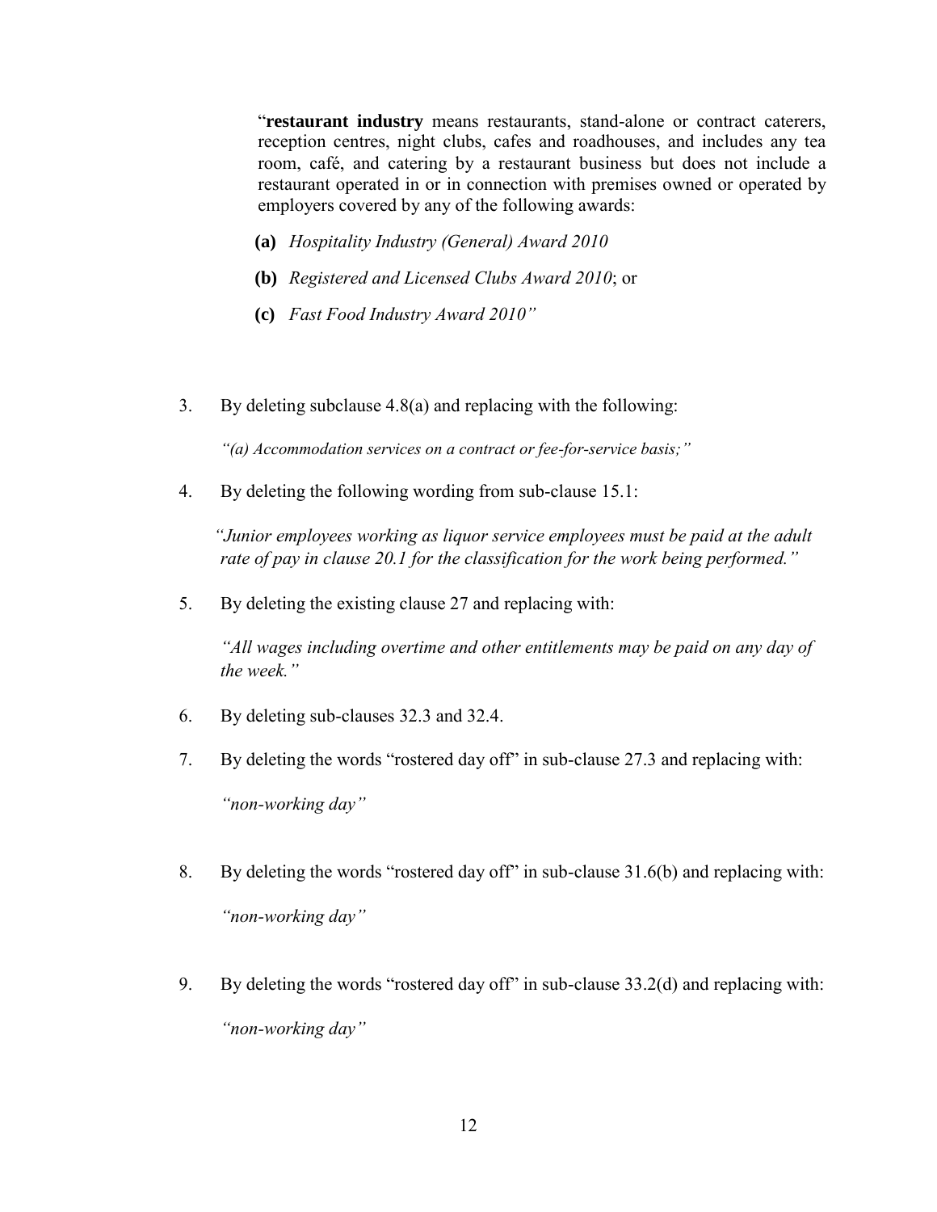"**restaurant industry** means restaurants, stand-alone or contract caterers, reception centres, night clubs, cafes and roadhouses, and includes any tea room, café, and catering by a restaurant business but does not include a restaurant operated in or in connection with premises owned or operated by employers covered by any of the following awards:

**(a)** *Hospitality Industry (General) Award 2010*

**(b)** *Registered and Licensed Clubs Award 2010*; or

**(c)** *Fast Food Industry Award 2010"*

3. By deleting subclause 4.8(a) and replacing with the following:

   *"(a) Accommodation services on a contract or fee-for-service basis;"*

4. By deleting the following wording from sub-clause 15.1:

   *"Junior employees working as liquor service employees must be paid at the adult rate of pay in clause 20.1 for the classification for the work being performed."*

5. By deleting the existing clause 27 and replacing with:

   *"All wages including overtime and other entitlements may be paid on any day of the week."*

6. By deleting sub-clauses 32.3 and 32.4.

7. By deleting the words "rostered day off" in sub-clause 27.3 and replacing with:

   *"non-working day"*

8. By deleting the words "rostered day off" in sub-clause 31.6(b) and replacing with:

   *"non-working day"*

9. By deleting the words "rostered day off" in sub-clause 33.2(d) and replacing with:

   *"non-working day"*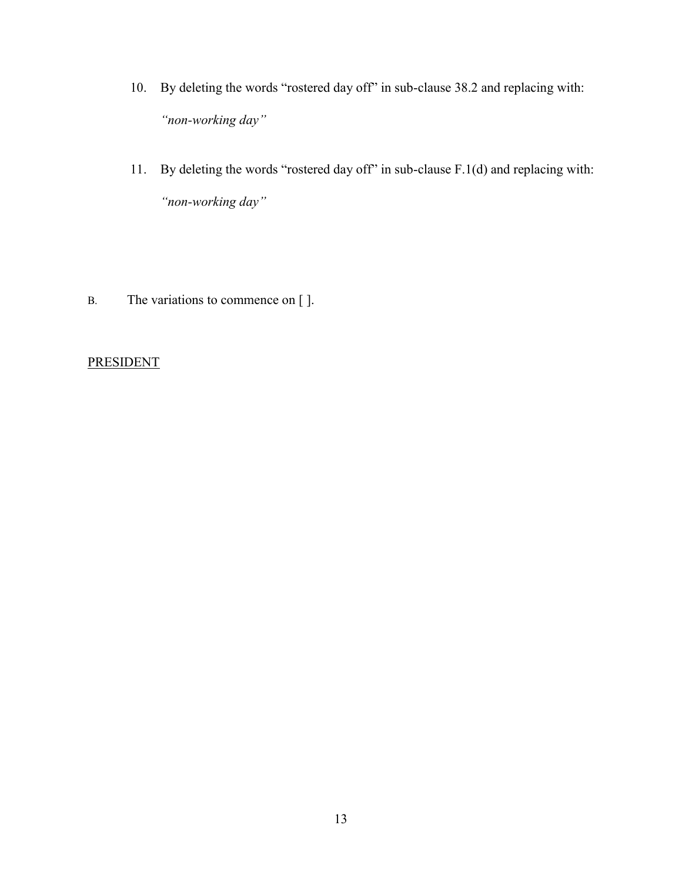10. By deleting the words “rostered day off” in sub-clause 38.2 and replacing with:

    *“non-working day”*

11. By deleting the words “rostered day off” in sub-clause F.1(d) and replacing with:

    *“non-working day”*

B. The variations to commence on [ ].

<u>PRESIDENT</u>